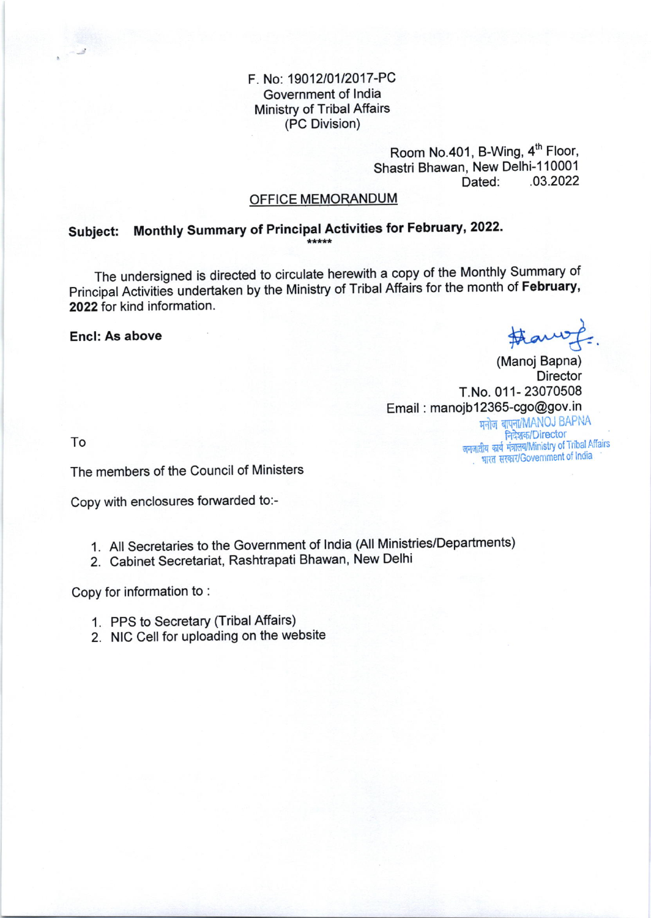F. No: 19012/01/2017-PC
Government of India
Ministry of Tribal Affairs
(PC Division)

Room No.401, B-Wing, 4th Floor,
Shastri Bhawan, New Delhi-110001
Dated: .03.2022

## OFFICE MEMORANDUM

**Subject: Monthly Summary of Principal Activities for February, 2022.**

*****

The undersigned is directed to circulate herewith a copy of the Monthly Summary of Principal Activities undertaken by the Ministry of Tribal Affairs for the month of **February, 2022** for kind information.

**Encl: As above**

(Manoj Bapna)
Director
T.No. 011- 23070508
Email : manojb12365-cgo@gov.in

मनोज बापना/MANOJ BAPNA
निदेशक/Director
जनजातीय कार्य मंत्रालय/Ministry of Tribal Affairs
भारत सरकार/Government of India

To

The members of the Council of Ministers

Copy with enclosures forwarded to:-

1. All Secretaries to the Government of India (All Ministries/Departments)
2. Cabinet Secretariat, Rashtrapati Bhawan, New Delhi

Copy for information to :

1. PPS to Secretary (Tribal Affairs)
2. NIC Cell for uploading on the website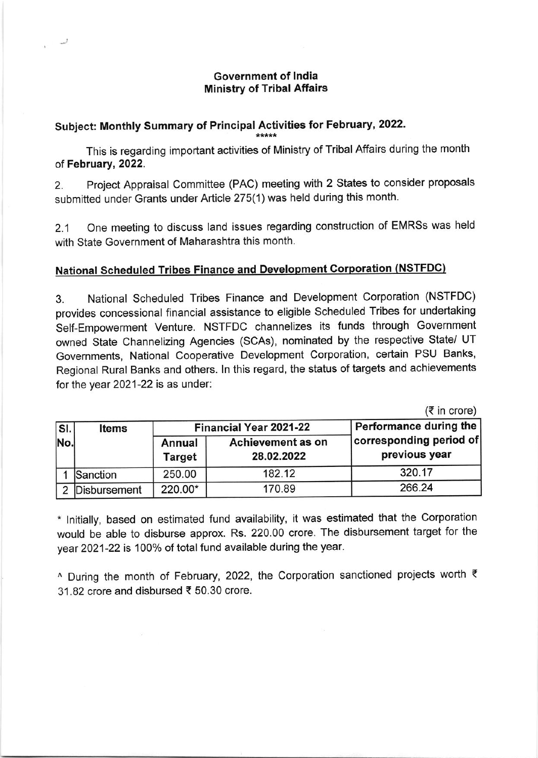**Government of India**
**Ministry of Tribal Affairs**

**Subject: Monthly Summary of Principal Activities for February, 2022.**

*****

This is regarding important activities of Ministry of Tribal Affairs during the month of **February, 2022.**

2. Project Appraisal Committee (PAC) meeting with 2 States to consider proposals submitted under Grants under Article 275(1) was held during this month.

2.1 One meeting to discuss land issues regarding construction of EMRSs was held with State Government of Maharashtra this month.

## National Scheduled Tribes Finance and Development Corporation (NSTFDC)

3. National Scheduled Tribes Finance and Development Corporation (NSTFDC) provides concessional financial assistance to eligible Scheduled Tribes for undertaking Self-Empowerment Venture. NSTFDC channelizes its funds through Government owned State Channelizing Agencies (SCAs), nominated by the respective State/ UT Governments, National Cooperative Development Corporation, certain PSU Banks, Regional Rural Banks and others. In this regard, the status of targets and achievements for the year 2021-22 is as under:

(₹ in crore)

| Sl. No. | Items | Financial Year 2021-22 | | Performance during the corresponding period of previous year |
|---|---|---|---|---|
| | | Annual Target | Achievement as on 28.02.2022 | |
| 1 | Sanction | 250.00 | 182.12 | 320.17 |
| 2 | Disbursement | 220.00* | 170.89 | 266.24 |

* Initially, based on estimated fund availability, it was estimated that the Corporation would be able to disburse approx. Rs. 220.00 crore. The disbursement target for the year 2021-22 is 100% of total fund available during the year.

^ During the month of February, 2022, the Corporation sanctioned projects worth ₹ 31.82 crore and disbursed ₹ 50.30 crore.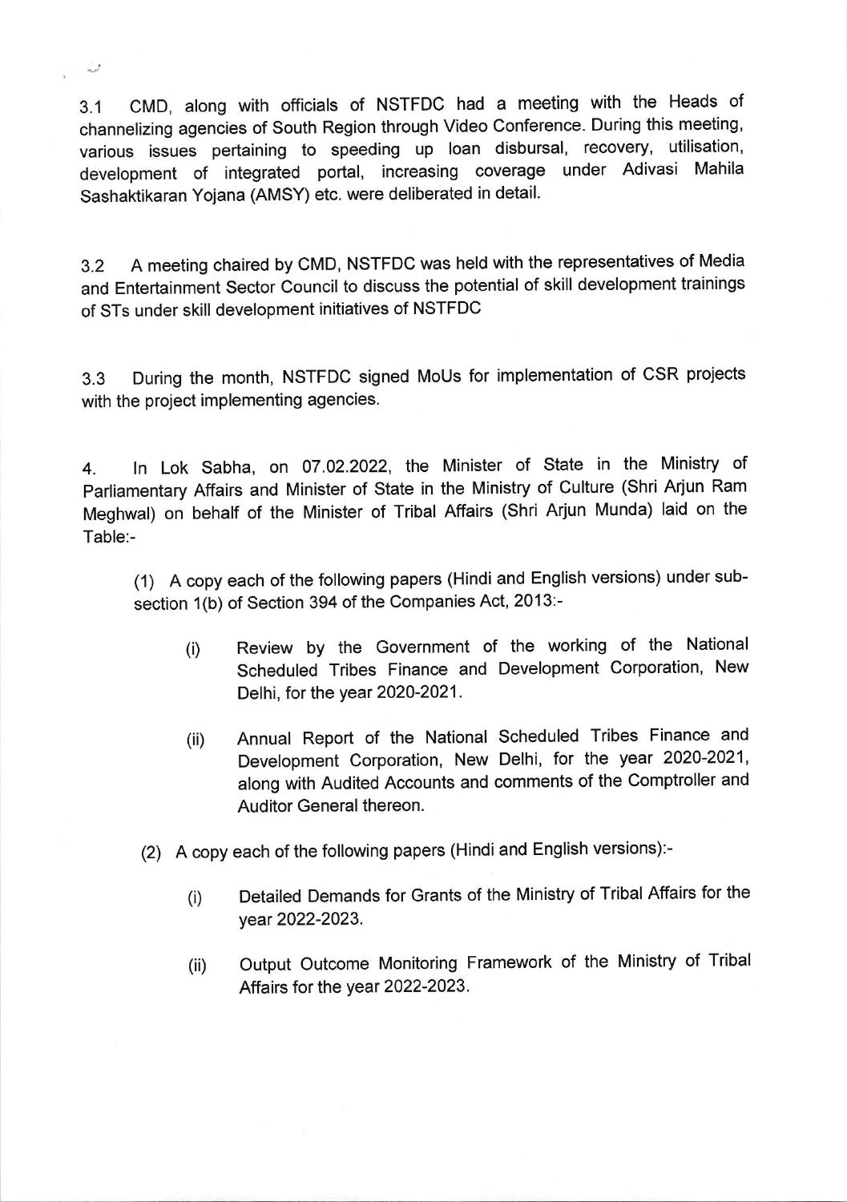3.1 CMD, along with officials of NSTFDC had a meeting with the Heads of channelizing agencies of South Region through Video Conference. During this meeting, various issues pertaining to speeding up loan disbursal, recovery, utilisation, development of integrated portal, increasing coverage under Adivasi Mahila Sashaktikaran Yojana (AMSY) etc. were deliberated in detail.

3.2 A meeting chaired by CMD, NSTFDC was held with the representatives of Media and Entertainment Sector Council to discuss the potential of skill development trainings of STs under skill development initiatives of NSTFDC

3.3 During the month, NSTFDC signed MoUs for implementation of CSR projects with the project implementing agencies.

4. In Lok Sabha, on 07.02.2022, the Minister of State in the Ministry of Parliamentary Affairs and Minister of State in the Ministry of Culture (Shri Arjun Ram Meghwal) on behalf of the Minister of Tribal Affairs (Shri Arjun Munda) laid on the Table:-

(1) A copy each of the following papers (Hindi and English versions) under sub-section 1(b) of Section 394 of the Companies Act, 2013:-

(i) Review by the Government of the working of the National Scheduled Tribes Finance and Development Corporation, New Delhi, for the year 2020-2021.

(ii) Annual Report of the National Scheduled Tribes Finance and Development Corporation, New Delhi, for the year 2020-2021, along with Audited Accounts and comments of the Comptroller and Auditor General thereon.

(2) A copy each of the following papers (Hindi and English versions):-

(i) Detailed Demands for Grants of the Ministry of Tribal Affairs for the year 2022-2023.

(ii) Output Outcome Monitoring Framework of the Ministry of Tribal Affairs for the year 2022-2023.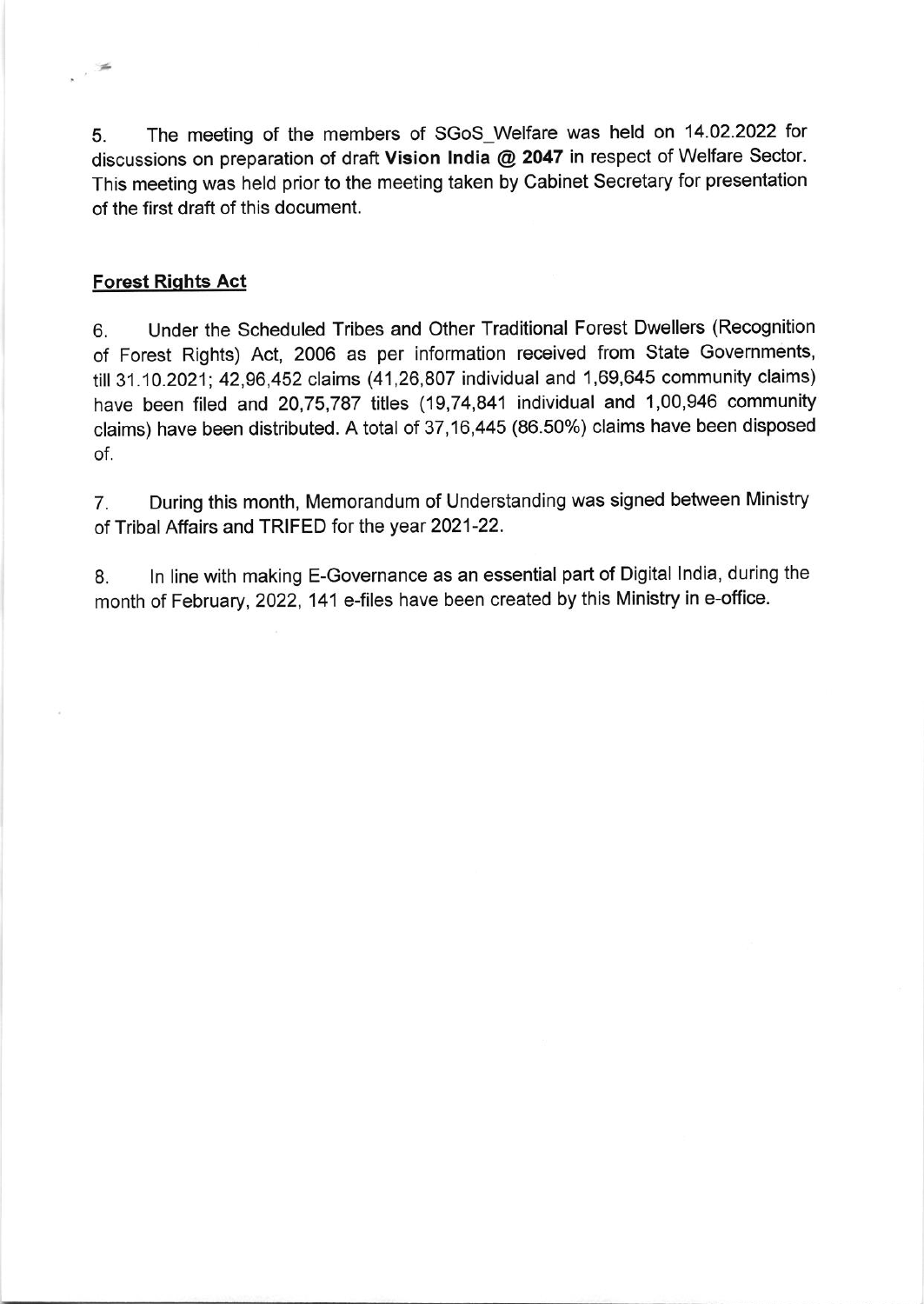5. The meeting of the members of SGoS_Welfare was held on 14.02.2022 for discussions on preparation of draft **Vision India @ 2047** in respect of Welfare Sector. This meeting was held prior to the meeting taken by Cabinet Secretary for presentation of the first draft of this document.

## Forest Rights Act

6. Under the Scheduled Tribes and Other Traditional Forest Dwellers (Recognition of Forest Rights) Act, 2006 as per information received from State Governments, till 31.10.2021; 42,96,452 claims (41,26,807 individual and 1,69,645 community claims) have been filed and 20,75,787 titles (19,74,841 individual and 1,00,946 community claims) have been distributed. A total of 37,16,445 (86.50%) claims have been disposed of.

7. During this month, Memorandum of Understanding was signed between Ministry of Tribal Affairs and TRIFED for the year 2021-22.

8. In line with making E-Governance as an essential part of Digital India, during the month of February, 2022, 141 e-files have been created by this Ministry in e-office.